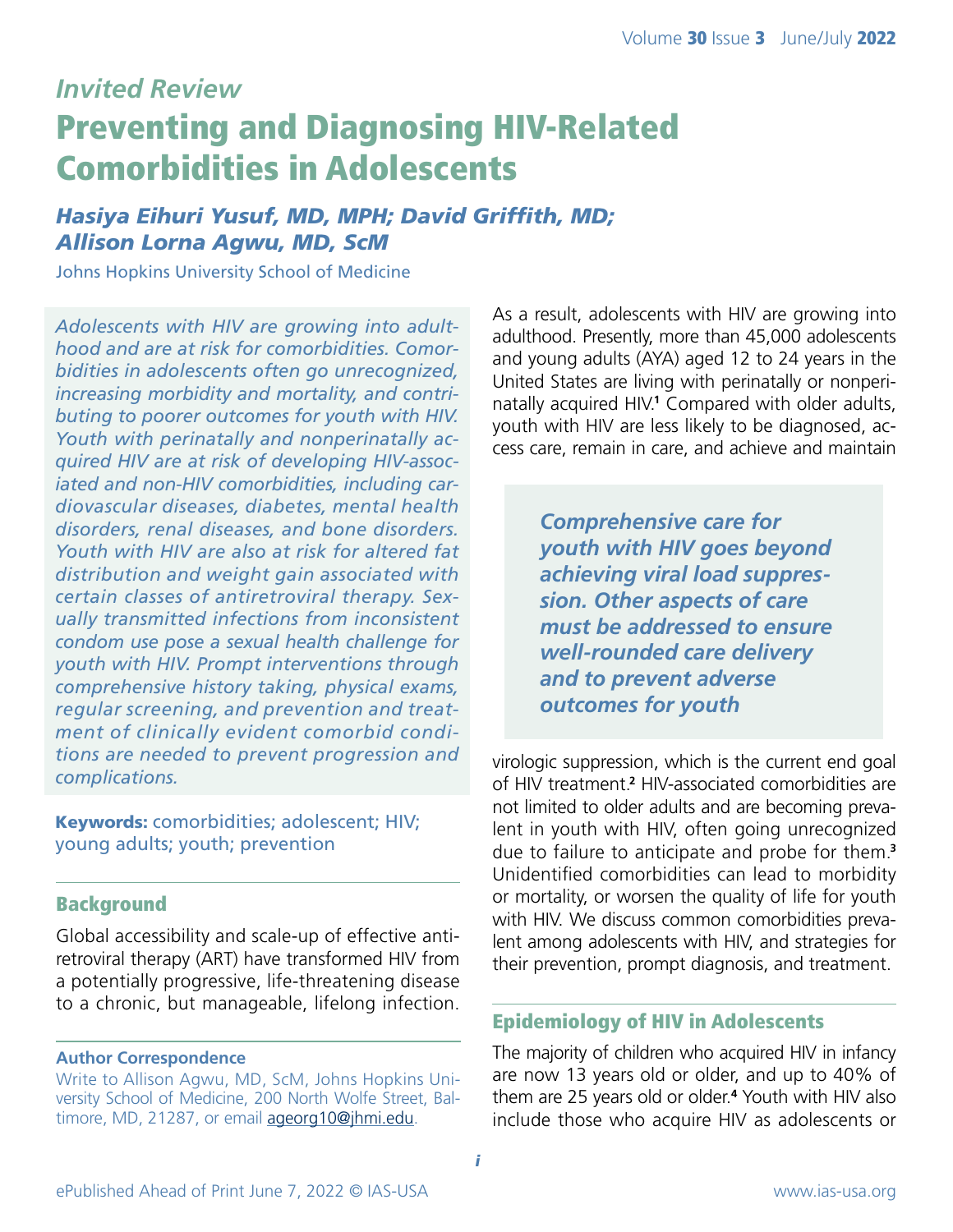*Invited Review*

# Preventing and Diagnosing HIV-Related Comorbidities in Adolescents

***Hasiya Eihuri Yusuf, MD, MPH; David Griffith, MD; Allison Lorna Agwu, MD, ScM***

Johns Hopkins University School of Medicine

*Adolescents with HIV are growing into adulthood and are at risk for comorbidities. Comorbidities in adolescents often go unrecognized, increasing morbidity and mortality, and contributing to poorer outcomes for youth with HIV. Youth with perinatally and nonperinatally acquired HIV are at risk of developing HIV-associated and non-HIV comorbidities, including cardiovascular diseases, diabetes, mental health disorders, renal diseases, and bone disorders. Youth with HIV are also at risk for altered fat distribution and weight gain associated with certain classes of antiretroviral therapy. Sexually transmitted infections from inconsistent condom use pose a sexual health challenge for youth with HIV. Prompt interventions through comprehensive history taking, physical exams, regular screening, and prevention and treatment of clinically evident comorbid conditions are needed to prevent progression and complications.*

**Keywords:** comorbidities; adolescent; HIV; young adults; youth; prevention

## Background

Global accessibility and scale-up of effective antiretroviral therapy (ART) have transformed HIV from a potentially progressive, life-threatening disease to a chronic, but manageable, lifelong infection. As a result, adolescents with HIV are growing into adulthood. Presently, more than 45,000 adolescents and young adults (AYA) aged 12 to 24 years in the United States are living with perinatally or nonperinatally acquired HIV.[1] Compared with older adults, youth with HIV are less likely to be diagnosed, access care, remain in care, and achieve and maintain virologic suppression, which is the current end goal of HIV treatment.[2] HIV-associated comorbidities are not limited to older adults and are becoming prevalent in youth with HIV, often going unrecognized due to failure to anticipate and probe for them.[3] Unidentified comorbidities can lead to morbidity or mortality, or worsen the quality of life for youth with HIV. We discuss common comorbidities prevalent among adolescents with HIV, and strategies for their prevention, prompt diagnosis, and treatment.

> ***Comprehensive care for youth with HIV goes beyond achieving viral load suppression. Other aspects of care must be addressed to ensure well-rounded care delivery and to prevent adverse outcomes for youth***

## Epidemiology of HIV in Adolescents

The majority of children who acquired HIV in infancy are now 13 years old or older, and up to 40% of them are 25 years old or older.[4] Youth with HIV also include those who acquire HIV as adolescents or

**Author Correspondence**

Write to Allison Agwu, MD, ScM, Johns Hopkins University School of Medicine, 200 North Wolfe Street, Baltimore, MD, 21287, or email ageorg10@jhmi.edu.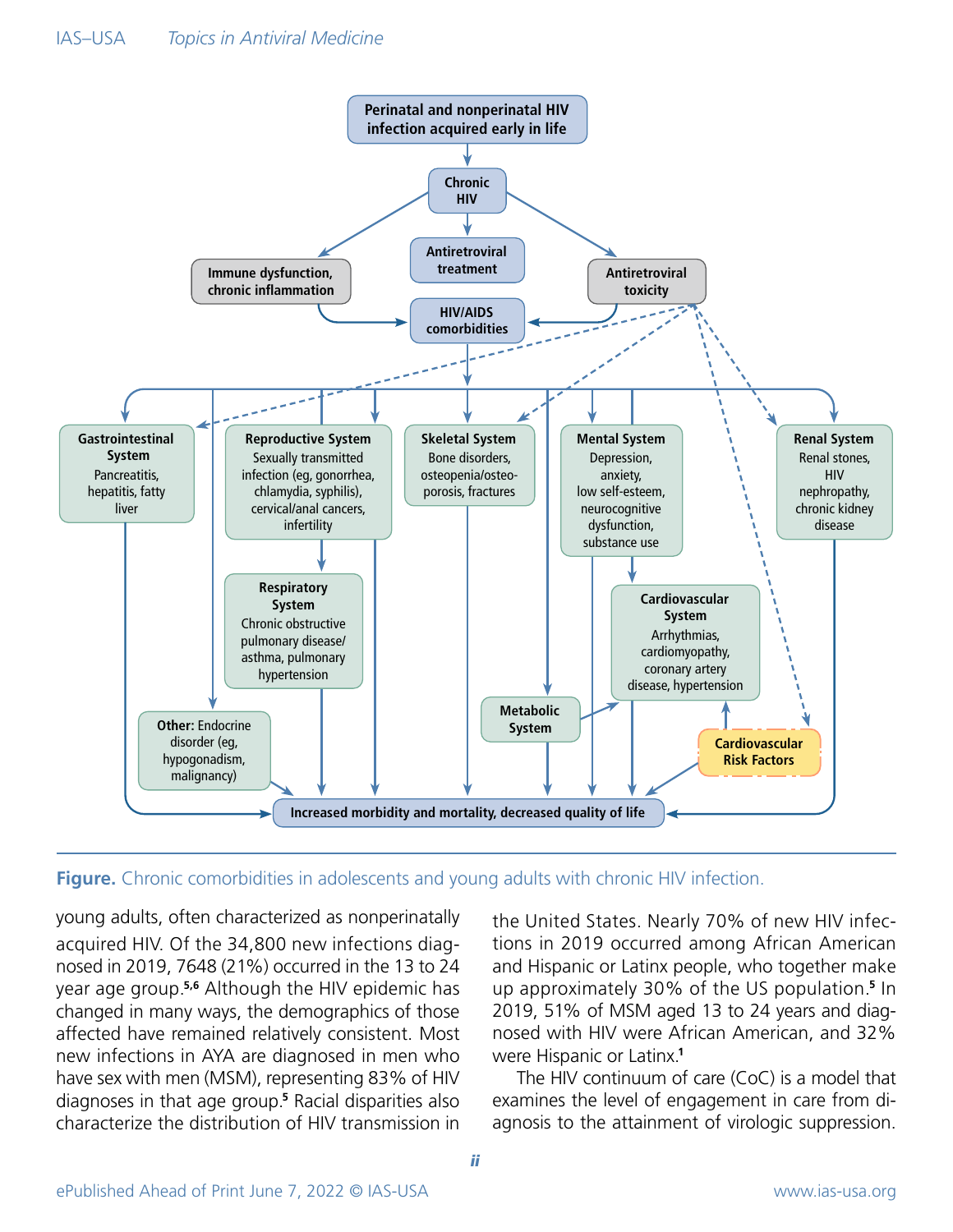**Figure.** Chronic comorbidities in adolescents and young adults with chronic HIV infection.

young adults, often characterized as nonperinatally acquired HIV. Of the 34,800 new infections diagnosed in 2019, 7648 (21%) occurred in the 13 to 24 year age group.[5,6] Although the HIV epidemic has changed in many ways, the demographics of those affected have remained relatively consistent. Most new infections in AYA are diagnosed in men who have sex with men (MSM), representing 83% of HIV diagnoses in that age group.[5] Racial disparities also characterize the distribution of HIV transmission in the United States. Nearly 70% of new HIV infections in 2019 occurred among African American and Hispanic or Latinx people, who together make up approximately 30% of the US population.[5] In 2019, 51% of MSM aged 13 to 24 years and diagnosed with HIV were African American, and 32% were Hispanic or Latinx.[1]

The HIV continuum of care (CoC) is a model that examines the level of engagement in care from diagnosis to the attainment of virologic suppression.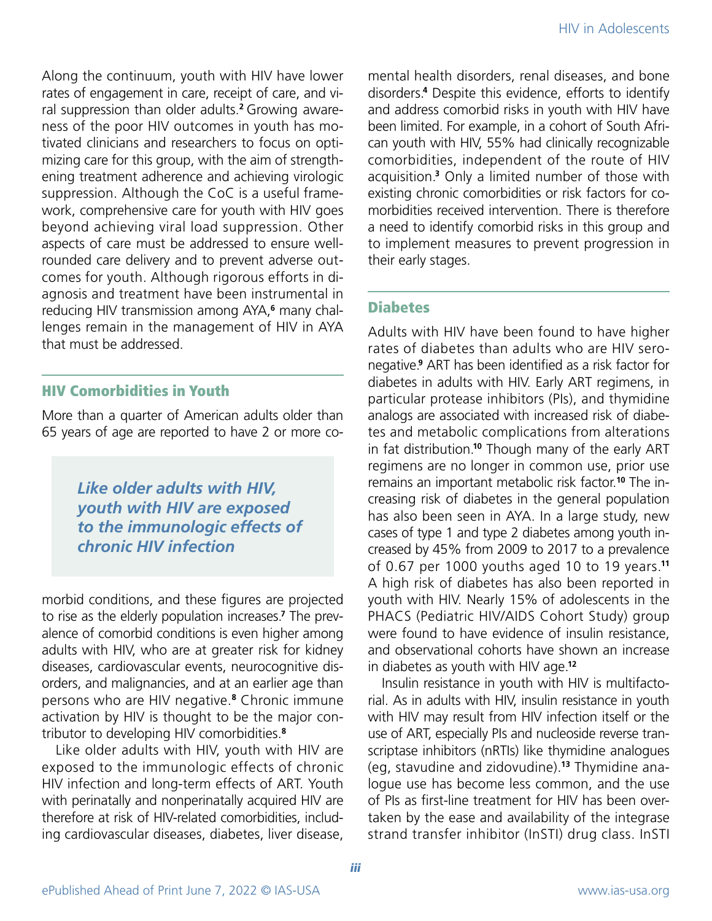Along the continuum, youth with HIV have lower rates of engagement in care, receipt of care, and viral suppression than older adults.[2] Growing awareness of the poor HIV outcomes in youth has motivated clinicians and researchers to focus on optimizing care for this group, with the aim of strengthening treatment adherence and achieving virologic suppression. Although the CoC is a useful framework, comprehensive care for youth with HIV goes beyond achieving viral load suppression. Other aspects of care must be addressed to ensure well-rounded care delivery and to prevent adverse outcomes for youth. Although rigorous efforts in diagnosis and treatment have been instrumental in reducing HIV transmission among AYA,[6] many challenges remain in the management of HIV in AYA that must be addressed.

## HIV Comorbidities in Youth

More than a quarter of American adults older than 65 years of age are reported to have 2 or more comorbid conditions, and these figures are projected to rise as the elderly population increases.[7] The prevalence of comorbid conditions is even higher among adults with HIV, who are at greater risk for kidney diseases, cardiovascular events, neurocognitive disorders, and malignancies, and at an earlier age than persons who are HIV negative.[8] Chronic immune activation by HIV is thought to be the major contributor to developing HIV comorbidities.[8]

> ***Like older adults with HIV, youth with HIV are exposed to the immunologic effects of chronic HIV infection***

Like older adults with HIV, youth with HIV are exposed to the immunologic effects of chronic HIV infection and long-term effects of ART. Youth with perinatally and nonperinatally acquired HIV are therefore at risk of HIV-related comorbidities, including cardiovascular diseases, diabetes, liver disease, mental health disorders, renal diseases, and bone disorders.[4] Despite this evidence, efforts to identify and address comorbid risks in youth with HIV have been limited. For example, in a cohort of South African youth with HIV, 55% had clinically recognizable comorbidities, independent of the route of HIV acquisition.[3] Only a limited number of those with existing chronic comorbidities or risk factors for comorbidities received intervention. There is therefore a need to identify comorbid risks in this group and to implement measures to prevent progression in their early stages.

## Diabetes

Adults with HIV have been found to have higher rates of diabetes than adults who are HIV seronegative.[9] ART has been identified as a risk factor for diabetes in adults with HIV. Early ART regimens, in particular protease inhibitors (PIs), and thymidine analogs are associated with increased risk of diabetes and metabolic complications from alterations in fat distribution.[10] Though many of the early ART regimens are no longer in common use, prior use remains an important metabolic risk factor.[10] The increasing risk of diabetes in the general population has also been seen in AYA. In a large study, new cases of type 1 and type 2 diabetes among youth increased by 45% from 2009 to 2017 to a prevalence of 0.67 per 1000 youths aged 10 to 19 years.[11] A high risk of diabetes has also been reported in youth with HIV. Nearly 15% of adolescents in the PHACS (Pediatric HIV/AIDS Cohort Study) group were found to have evidence of insulin resistance, and observational cohorts have shown an increase in diabetes as youth with HIV age.[12]

Insulin resistance in youth with HIV is multifactorial. As in adults with HIV, insulin resistance in youth with HIV may result from HIV infection itself or the use of ART, especially PIs and nucleoside reverse transcriptase inhibitors (nRTIs) like thymidine analogues (eg, stavudine and zidovudine).[13] Thymidine analogue use has become less common, and the use of PIs as first-line treatment for HIV has been overtaken by the ease and availability of the integrase strand transfer inhibitor (InSTI) drug class. InSTI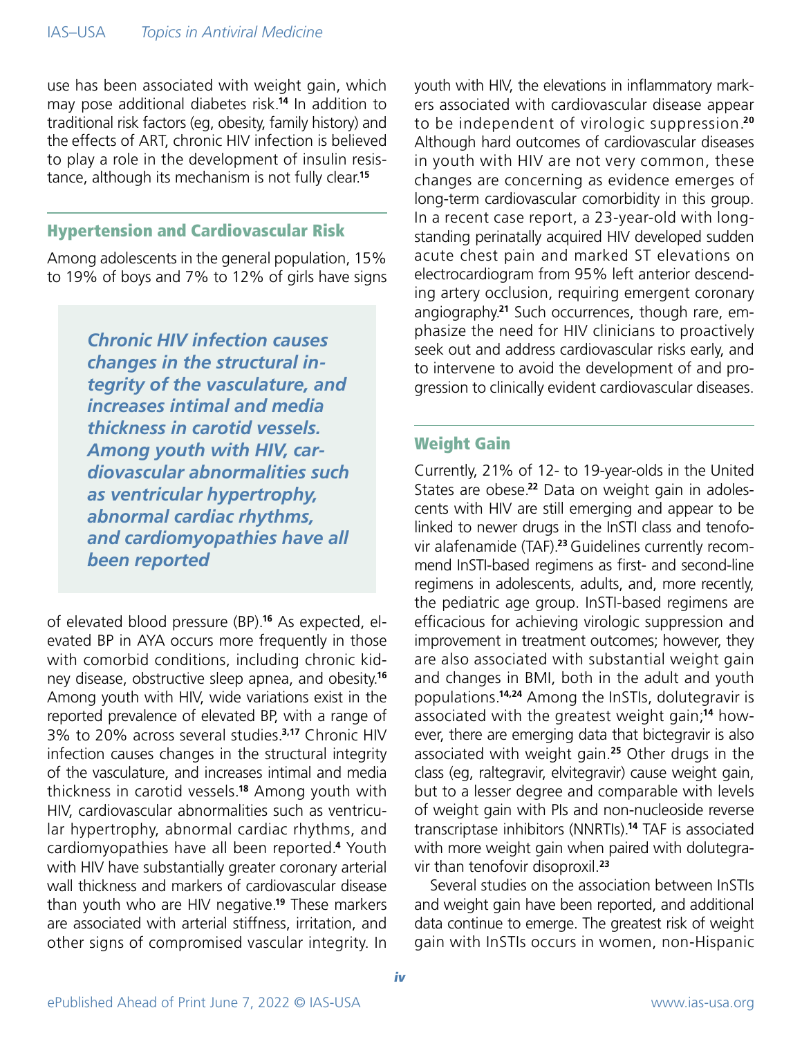use has been associated with weight gain, which may pose additional diabetes risk.[14] In addition to traditional risk factors (eg, obesity, family history) and the effects of ART, chronic HIV infection is believed to play a role in the development of insulin resistance, although its mechanism is not fully clear.[15]

## Hypertension and Cardiovascular Risk

Among adolescents in the general population, 15% to 19% of boys and 7% to 12% of girls have signs of elevated blood pressure (BP).[16] As expected, elevated BP in AYA occurs more frequently in those with comorbid conditions, including chronic kidney disease, obstructive sleep apnea, and obesity.[16] Among youth with HIV, wide variations exist in the reported prevalence of elevated BP, with a range of 3% to 20% across several studies.[3,17] Chronic HIV infection causes changes in the structural integrity of the vasculature, and increases intimal and media thickness in carotid vessels.[18] Among youth with HIV, cardiovascular abnormalities such as ventricular hypertrophy, abnormal cardiac rhythms, and cardiomyopathies have all been reported.[4] Youth with HIV have substantially greater coronary arterial wall thickness and markers of cardiovascular disease than youth who are HIV negative.[19] These markers are associated with arterial stiffness, irritation, and other signs of compromised vascular integrity. In youth with HIV, the elevations in inflammatory markers associated with cardiovascular disease appear to be independent of virologic suppression.[20] Although hard outcomes of cardiovascular diseases in youth with HIV are not very common, these changes are concerning as evidence emerges of long-term cardiovascular comorbidity in this group. In a recent case report, a 23-year-old with longstanding perinatally acquired HIV developed sudden acute chest pain and marked ST elevations on electrocardiogram from 95% left anterior descending artery occlusion, requiring emergent coronary angiography.[21] Such occurrences, though rare, emphasize the need for HIV clinicians to proactively seek out and address cardiovascular risks early, and to intervene to avoid the development of and progression to clinically evident cardiovascular diseases.

> ***Chronic HIV infection causes changes in the structural integrity of the vasculature, and increases intimal and media thickness in carotid vessels. Among youth with HIV, cardiovascular abnormalities such as ventricular hypertrophy, abnormal cardiac rhythms, and cardiomyopathies have all been reported***

## Weight Gain

Currently, 21% of 12- to 19-year-olds in the United States are obese.[22] Data on weight gain in adolescents with HIV are still emerging and appear to be linked to newer drugs in the InSTI class and tenofovir alafenamide (TAF).[23] Guidelines currently recommend InSTI-based regimens as first- and second-line regimens in adolescents, adults, and, more recently, the pediatric age group. InSTI-based regimens are efficacious for achieving virologic suppression and improvement in treatment outcomes; however, they are also associated with substantial weight gain and changes in BMI, both in the adult and youth populations.[14,24] Among the InSTIs, dolutegravir is associated with the greatest weight gain;[14] however, there are emerging data that bictegravir is also associated with weight gain.[25] Other drugs in the class (eg, raltegravir, elvitegravir) cause weight gain, but to a lesser degree and comparable with levels of weight gain with PIs and non-nucleoside reverse transcriptase inhibitors (NNRTIs).[14] TAF is associated with more weight gain when paired with dolutegravir than tenofovir disoproxil.[23]

Several studies on the association between InSTIs and weight gain have been reported, and additional data continue to emerge. The greatest risk of weight gain with InSTIs occurs in women, non-Hispanic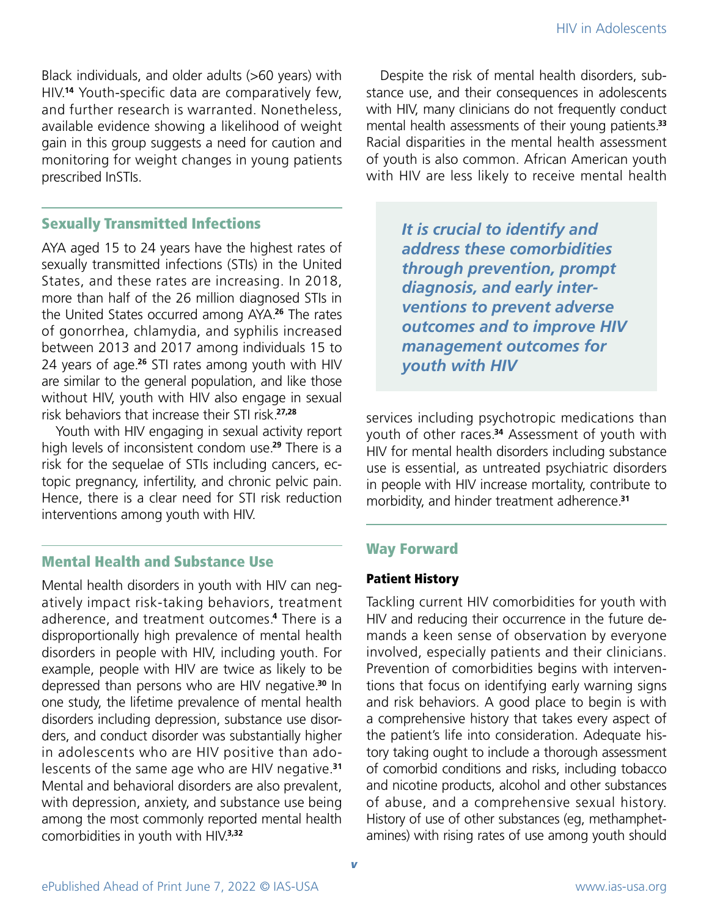Black individuals, and older adults (>60 years) with HIV.[14] Youth-specific data are comparatively few, and further research is warranted. Nonetheless, available evidence showing a likelihood of weight gain in this group suggests a need for caution and monitoring for weight changes in young patients prescribed InSTIs.

## Sexually Transmitted Infections

AYA aged 15 to 24 years have the highest rates of sexually transmitted infections (STIs) in the United States, and these rates are increasing. In 2018, more than half of the 26 million diagnosed STIs in the United States occurred among AYA.[26] The rates of gonorrhea, chlamydia, and syphilis increased between 2013 and 2017 among individuals 15 to 24 years of age.[26] STI rates among youth with HIV are similar to the general population, and like those without HIV, youth with HIV also engage in sexual risk behaviors that increase their STI risk.[27,28]

Youth with HIV engaging in sexual activity report high levels of inconsistent condom use.[29] There is a risk for the sequelae of STIs including cancers, ectopic pregnancy, infertility, and chronic pelvic pain. Hence, there is a clear need for STI risk reduction interventions among youth with HIV.

## Mental Health and Substance Use

Mental health disorders in youth with HIV can negatively impact risk-taking behaviors, treatment adherence, and treatment outcomes.[4] There is a disproportionally high prevalence of mental health disorders in people with HIV, including youth. For example, people with HIV are twice as likely to be depressed than persons who are HIV negative.[30] In one study, the lifetime prevalence of mental health disorders including depression, substance use disorders, and conduct disorder was substantially higher in adolescents who are HIV positive than adolescents of the same age who are HIV negative.[31] Mental and behavioral disorders are also prevalent, with depression, anxiety, and substance use being among the most commonly reported mental health comorbidities in youth with HIV.[3,32]

Despite the risk of mental health disorders, substance use, and their consequences in adolescents with HIV, many clinicians do not frequently conduct mental health assessments of their young patients.[33] Racial disparities in the mental health assessment of youth is also common. African American youth with HIV are less likely to receive mental health services including psychotropic medications than youth of other races.[34] Assessment of youth with HIV for mental health disorders including substance use is essential, as untreated psychiatric disorders in people with HIV increase mortality, contribute to morbidity, and hinder treatment adherence.[31]

> ***It is crucial to identify and address these comorbidities through prevention, prompt diagnosis, and early interventions to prevent adverse outcomes and to improve HIV management outcomes for youth with HIV***

## Way Forward

### Patient History

Tackling current HIV comorbidities for youth with HIV and reducing their occurrence in the future demands a keen sense of observation by everyone involved, especially patients and their clinicians. Prevention of comorbidities begins with interventions that focus on identifying early warning signs and risk behaviors. A good place to begin is with a comprehensive history that takes every aspect of the patient's life into consideration. Adequate history taking ought to include a thorough assessment of comorbid conditions and risks, including tobacco and nicotine products, alcohol and other substances of abuse, and a comprehensive sexual history. History of use of other substances (eg, methamphetamines) with rising rates of use among youth should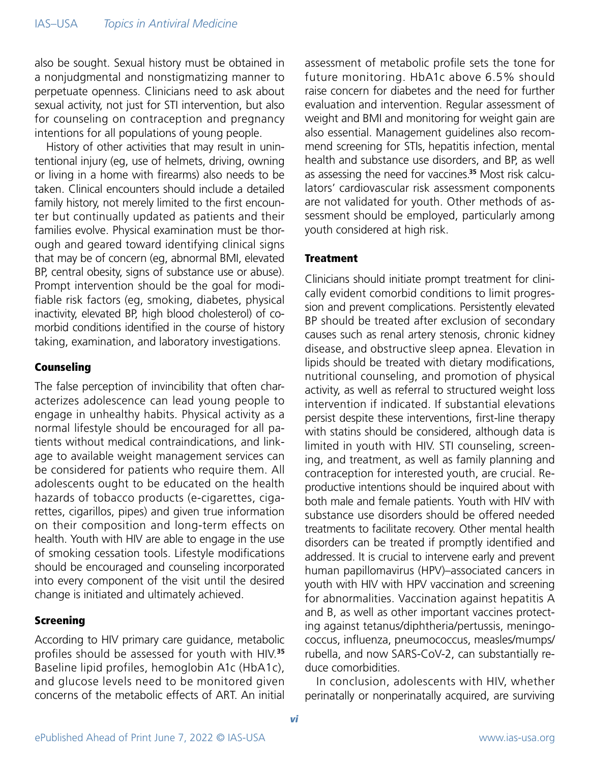also be sought. Sexual history must be obtained in a nonjudgmental and nonstigmatizing manner to perpetuate openness. Clinicians need to ask about sexual activity, not just for STI intervention, but also for counseling on contraception and pregnancy intentions for all populations of young people.

History of other activities that may result in unintentional injury (eg, use of helmets, driving, owning or living in a home with firearms) also needs to be taken. Clinical encounters should include a detailed family history, not merely limited to the first encounter but continually updated as patients and their families evolve. Physical examination must be thorough and geared toward identifying clinical signs that may be of concern (eg, abnormal BMI, elevated BP, central obesity, signs of substance use or abuse). Prompt intervention should be the goal for modifiable risk factors (eg, smoking, diabetes, physical inactivity, elevated BP, high blood cholesterol) of comorbid conditions identified in the course of history taking, examination, and laboratory investigations.

### Counseling

The false perception of invincibility that often characterizes adolescence can lead young people to engage in unhealthy habits. Physical activity as a normal lifestyle should be encouraged for all patients without medical contraindications, and linkage to available weight management services can be considered for patients who require them. All adolescents ought to be educated on the health hazards of tobacco products (e-cigarettes, cigarettes, cigarillos, pipes) and given true information on their composition and long-term effects on health. Youth with HIV are able to engage in the use of smoking cessation tools. Lifestyle modifications should be encouraged and counseling incorporated into every component of the visit until the desired change is initiated and ultimately achieved.

### Screening

According to HIV primary care guidance, metabolic profiles should be assessed for youth with HIV.[35] Baseline lipid profiles, hemoglobin A1c (HbA1c), and glucose levels need to be monitored given concerns of the metabolic effects of ART. An initial assessment of metabolic profile sets the tone for future monitoring. HbA1c above 6.5% should raise concern for diabetes and the need for further evaluation and intervention. Regular assessment of weight and BMI and monitoring for weight gain are also essential. Management guidelines also recommend screening for STIs, hepatitis infection, mental health and substance use disorders, and BP, as well as assessing the need for vaccines.[35] Most risk calculators' cardiovascular risk assessment components are not validated for youth. Other methods of assessment should be employed, particularly among youth considered at high risk.

### Treatment

Clinicians should initiate prompt treatment for clinically evident comorbid conditions to limit progression and prevent complications. Persistently elevated BP should be treated after exclusion of secondary causes such as renal artery stenosis, chronic kidney disease, and obstructive sleep apnea. Elevation in lipids should be treated with dietary modifications, nutritional counseling, and promotion of physical activity, as well as referral to structured weight loss intervention if indicated. If substantial elevations persist despite these interventions, first-line therapy with statins should be considered, although data is limited in youth with HIV. STI counseling, screening, and treatment, as well as family planning and contraception for interested youth, are crucial. Reproductive intentions should be inquired about with both male and female patients. Youth with HIV with substance use disorders should be offered needed treatments to facilitate recovery. Other mental health disorders can be treated if promptly identified and addressed. It is crucial to intervene early and prevent human papillomavirus (HPV)–associated cancers in youth with HIV with HPV vaccination and screening for abnormalities. Vaccination against hepatitis A and B, as well as other important vaccines protecting against tetanus/diphtheria/pertussis, meningococcus, influenza, pneumococcus, measles/mumps/rubella, and now SARS-CoV-2, can substantially reduce comorbidities.

In conclusion, adolescents with HIV, whether perinatally or nonperinatally acquired, are surviving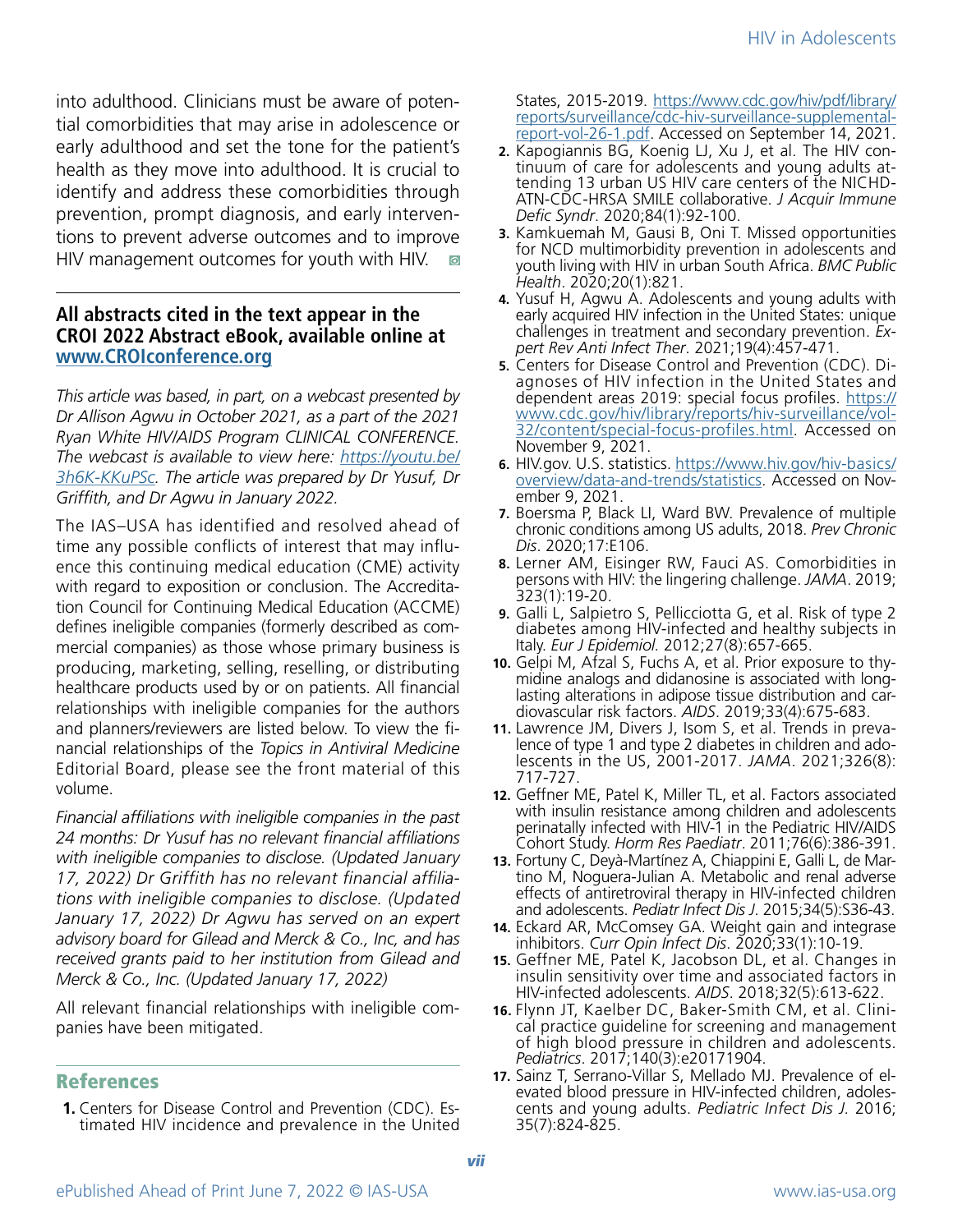into adulthood. Clinicians must be aware of potential comorbidities that may arise in adolescence or early adulthood and set the tone for the patient's health as they move into adulthood. It is crucial to identify and address these comorbidities through prevention, prompt diagnosis, and early interventions to prevent adverse outcomes and to improve HIV management outcomes for youth with HIV.

**All abstracts cited in the text appear in the CROI 2022 Abstract eBook, available online at [www.CROIconference.org](http://www.CROIconference.org)**

*This article was based, in part, on a webcast presented by Dr Allison Agwu in October 2021, as a part of the 2021 Ryan White HIV/AIDS Program CLINICAL CONFERENCE. The webcast is available to view here: [https://youtu.be/3h6K-KKuPSc](https://youtu.be/3h6K-KKuPSc). The article was prepared by Dr Yusuf, Dr Griffith, and Dr Agwu in January 2022.*

The IAS–USA has identified and resolved ahead of time any possible conflicts of interest that may influence this continuing medical education (CME) activity with regard to exposition or conclusion. The Accreditation Council for Continuing Medical Education (ACCME) defines ineligible companies (formerly described as commercial companies) as those whose primary business is producing, marketing, selling, reselling, or distributing healthcare products used by or on patients. All financial relationships with ineligible companies for the authors and planners/reviewers are listed below. To view the financial relationships of the *Topics in Antiviral Medicine* Editorial Board, please see the front material of this volume.

*Financial affiliations with ineligible companies in the past 24 months: Dr Yusuf has no relevant financial affiliations with ineligible companies to disclose. (Updated January 17, 2022) Dr Griffith has no relevant financial affiliations with ineligible companies to disclose. (Updated January 17, 2022) Dr Agwu has served on an expert advisory board for Gilead and Merck & Co., Inc, and has received grants paid to her institution from Gilead and Merck & Co., Inc. (Updated January 17, 2022)*

All relevant financial relationships with ineligible companies have been mitigated.

## References

1. Centers for Disease Control and Prevention (CDC). Estimated HIV incidence and prevalence in the United States, 2015-2019. [https://www.cdc.gov/hiv/pdf/library/reports/surveillance/cdc-hiv-surveillance-supplemental-report-vol-26-1.pdf](https://www.cdc.gov/hiv/pdf/library/reports/surveillance/cdc-hiv-surveillance-supplemental-report-vol-26-1.pdf). Accessed on September 14, 2021.
2. Kapogiannis BG, Koenig LJ, Xu J, et al. The HIV continuum of care for adolescents and young adults attending 13 urban US HIV care centers of the NICHD-ATN-CDC-HRSA SMILE collaborative. *J Acquir Immune Defic Syndr*. 2020;84(1):92-100.
3. Kamkuemah M, Gausi B, Oni T. Missed opportunities for NCD multimorbidity prevention in adolescents and youth living with HIV in urban South Africa. *BMC Public Health*. 2020;20(1):821.
4. Yusuf H, Agwu A. Adolescents and young adults with early acquired HIV infection in the United States: unique challenges in treatment and secondary prevention. *Expert Rev Anti Infect Ther*. 2021;19(4):457-471.
5. Centers for Disease Control and Prevention (CDC). Diagnoses of HIV infection in the United States and dependent areas 2019: special focus profiles. [https://www.cdc.gov/hiv/library/reports/hiv-surveillance/vol-32/content/special-focus-profiles.html](https://www.cdc.gov/hiv/library/reports/hiv-surveillance/vol-32/content/special-focus-profiles.html). Accessed on November 9, 2021.
6. HIV.gov. U.S. statistics. [https://www.hiv.gov/hiv-basics/overview/data-and-trends/statistics](https://www.hiv.gov/hiv-basics/overview/data-and-trends/statistics). Accessed on November 9, 2021.
7. Boersma P, Black LI, Ward BW. Prevalence of multiple chronic conditions among US adults, 2018. *Prev Chronic Dis*. 2020;17:E106.
8. Lerner AM, Eisinger RW, Fauci AS. Comorbidities in persons with HIV: the lingering challenge. *JAMA*. 2019;323(1):19-20.
9. Galli L, Salpietro S, Pellicciotta G, et al. Risk of type 2 diabetes among HIV-infected and healthy subjects in Italy. *Eur J Epidemiol.* 2012;27(8):657-665.
10. Gelpi M, Afzal S, Fuchs A, et al. Prior exposure to thymidine analogs and didanosine is associated with long-lasting alterations in adipose tissue distribution and cardiovascular risk factors. *AIDS*. 2019;33(4):675-683.
11. Lawrence JM, Divers J, Isom S, et al. Trends in prevalence of type 1 and type 2 diabetes in children and adolescents in the US, 2001-2017. *JAMA*. 2021;326(8):717-727.
12. Geffner ME, Patel K, Miller TL, et al. Factors associated with insulin resistance among children and adolescents perinatally infected with HIV-1 in the Pediatric HIV/AIDS Cohort Study. *Horm Res Paediatr*. 2011;76(6):386-391.
13. Fortuny C, Deyà-Martínez A, Chiappini E, Galli L, de Martino M, Noguera-Julian A. Metabolic and renal adverse effects of antiretroviral therapy in HIV-infected children and adolescents. *Pediatr Infect Dis J*. 2015;34(5):S36-43.
14. Eckard AR, McComsey GA. Weight gain and integrase inhibitors. *Curr Opin Infect Dis*. 2020;33(1):10-19.
15. Geffner ME, Patel K, Jacobson DL, et al. Changes in insulin sensitivity over time and associated factors in HIV-infected adolescents. *AIDS*. 2018;32(5):613-622.
16. Flynn JT, Kaelber DC, Baker-Smith CM, et al. Clinical practice guideline for screening and management of high blood pressure in children and adolescents. *Pediatrics*. 2017;140(3):e20171904.
17. Sainz T, Serrano-Villar S, Mellado MJ. Prevalence of elevated blood pressure in HIV-infected children, adolescents and young adults. *Pediatric Infect Dis J.* 2016;35(7):824-825.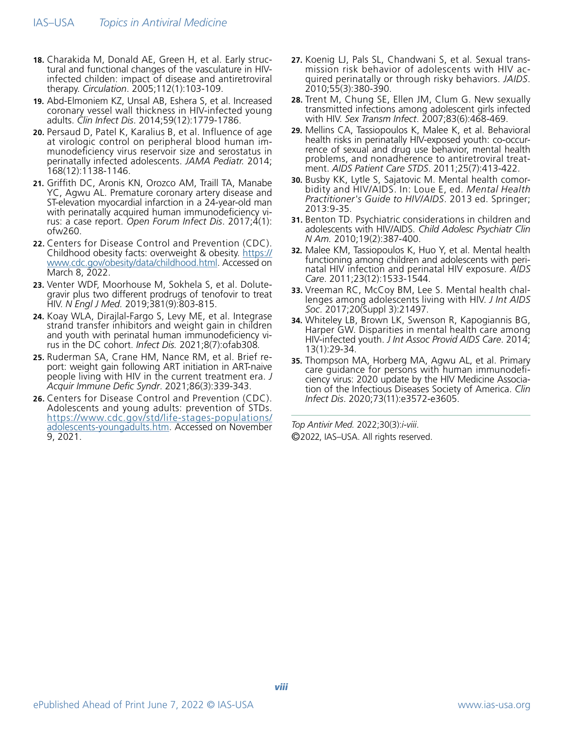18. Charakida M, Donald AE, Green H, et al. Early structural and functional changes of the vasculature in HIV-infected childen: impact of disease and antiretroviral therapy. *Circulation*. 2005;112(1):103-109.

19. Abd-Elmoniem KZ, Unsal AB, Eshera S, et al. Increased coronary vessel wall thickness in HIV-infected young adults. *Clin Infect Dis*. 2014;59(12):1779-1786.

20. Persaud D, Patel K, Karalius B, et al. Influence of age at virologic control on peripheral blood human immunodeficiency virus reservoir size and serostatus in perinatally infected adolescents. *JAMA Pediatr.* 2014; 168(12):1138-1146.

21. Griffith DC, Aronis KN, Orozco AM, Traill TA, Manabe YC, Agwu AL. Premature coronary artery disease and ST-elevation myocardial infarction in a 24-year-old man with perinatally acquired human immunodeficiency virus: a case report. *Open Forum Infect Dis*. 2017;4(1): ofw260.

22. Centers for Disease Control and Prevention (CDC). Childhood obesity facts: overweight & obesity. https://www.cdc.gov/obesity/data/childhood.html. Accessed on March 8, 2022.

23. Venter WDF, Moorhouse M, Sokhela S, et al. Dolutegravir plus two different prodrugs of tenofovir to treat HIV. *N Engl J Med.* 2019;381(9):803-815.

24. Koay WLA, Dirajlal-Fargo S, Levy ME, et al. Integrase strand transfer inhibitors and weight gain in children and youth with perinatal human immunodeficiency virus in the DC cohort. *Infect Dis.* 2021;8(7):ofab308.

25. Ruderman SA, Crane HM, Nance RM, et al. Brief report: weight gain following ART initiation in ART-naive people living with HIV in the current treatment era. *J Acquir Immune Defic Syndr*. 2021;86(3):339-343.

26. Centers for Disease Control and Prevention (CDC). Adolescents and young adults: prevention of STDs. https://www.cdc.gov/std/life-stages-populations/adolescents-youngadults.htm. Accessed on November 9, 2021.

27. Koenig LJ, Pals SL, Chandwani S, et al. Sexual transmission risk behavior of adolescents with HIV acquired perinatally or through risky behaviors. *JAIDS*. 2010;55(3):380-390.

28. Trent M, Chung SE, Ellen JM, Clum G. New sexually transmitted infections among adolescent girls infected with HIV. *Sex Transm Infect*. 2007;83(6):468-469.

29. Mellins CA, Tassiopoulos K, Malee K, et al. Behavioral health risks in perinatally HIV-exposed youth: co-occurrence of sexual and drug use behavior, mental health problems, and nonadherence to antiretroviral treatment. *AIDS Patient Care STDS*. 2011;25(7):413-422.

30. Busby KK, Lytle S, Sajatovic M. Mental health comorbidity and HIV/AIDS. In: Loue E, ed. *Mental Health Practitioner's Guide to HIV/AIDS*. 2013 ed. Springer; 2013:9-35.

31. Benton TD. Psychiatric considerations in children and adolescents with HIV/AIDS. *Child Adolesc Psychiatr Clin N Am.* 2010;19(2):387-400.

32. Malee KM, Tassiopoulos K, Huo Y, et al. Mental health functioning among children and adolescents with perinatal HIV infection and perinatal HIV exposure. *AIDS Care*. 2011;23(12):1533-1544.

33. Vreeman RC, McCoy BM, Lee S. Mental health challenges among adolescents living with HIV. *J Int AIDS Soc.* 2017;20(Suppl 3):21497.

34. Whiteley LB, Brown LK, Swenson R, Kapogiannis BG, Harper GW. Disparities in mental health care among HIV-infected youth. *J Int Assoc Provid AIDS Care*. 2014; 13(1):29-34.

35. Thompson MA, Horberg MA, Agwu AL, et al. Primary care guidance for persons with human immunodeficiency virus: 2020 update by the HIV Medicine Association of the Infectious Diseases Society of America. *Clin Infect Dis*. 2020;73(11):e3572-e3605.

---

*Top Antivir Med.* 2022;30(3):*i-viii*.

©2022, IAS–USA. All rights reserved.